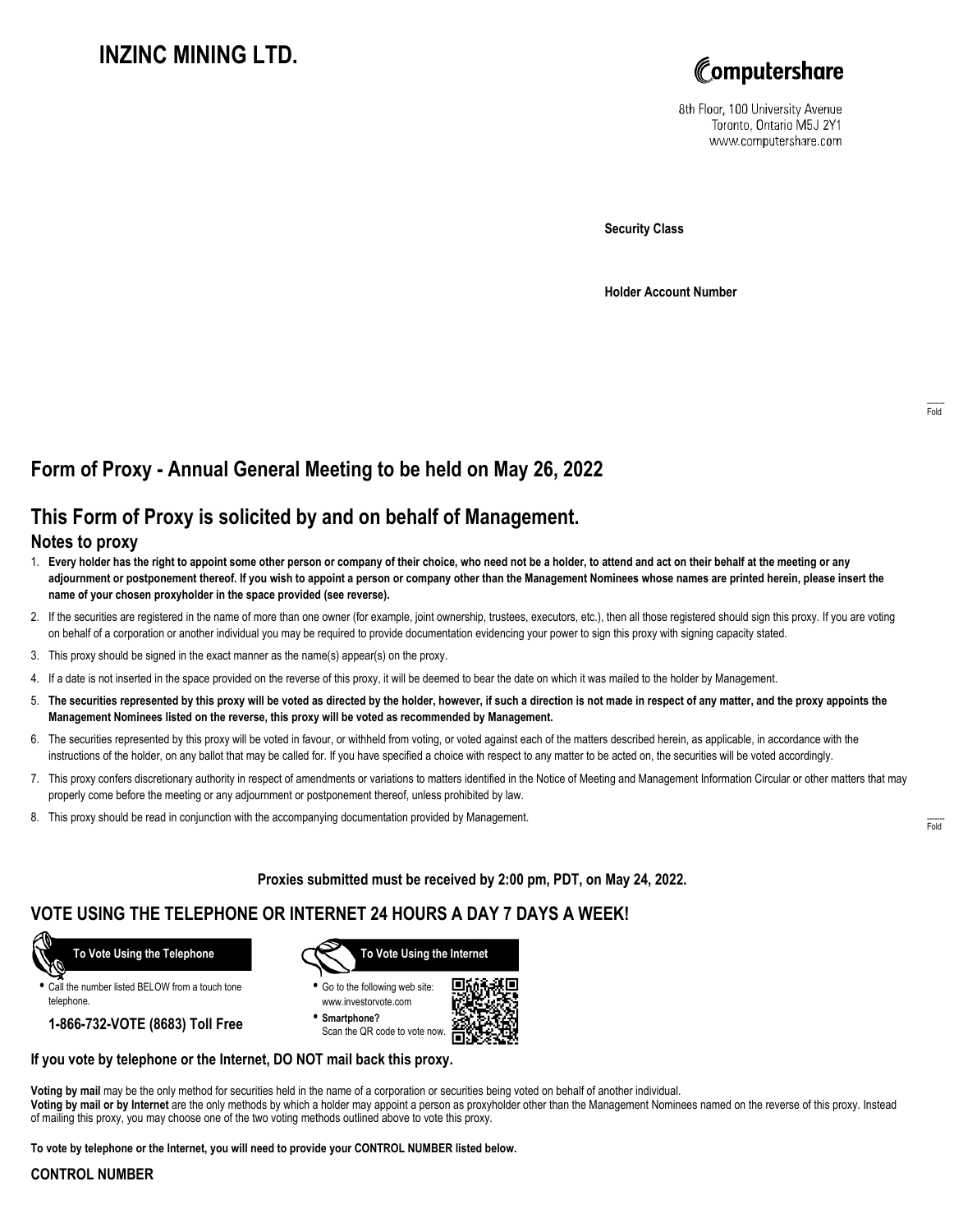# INZINC MINING LTD.

Computershare

8th Floor, 100 University Avenue
Toronto, Ontario M5J 2Y1
www.computershare.com

**Security Class**

**Holder Account Number**

## Form of Proxy - Annual General Meeting to be held on May 26, 2022

## This Form of Proxy is solicited by and on behalf of Management.

### Notes to proxy

1. **Every holder has the right to appoint some other person or company of their choice, who need not be a holder, to attend and act on their behalf at the meeting or any adjournment or postponement thereof. If you wish to appoint a person or company other than the Management Nominees whose names are printed herein, please insert the name of your chosen proxyholder in the space provided (see reverse).**
2. If the securities are registered in the name of more than one owner (for example, joint ownership, trustees, executors, etc.), then all those registered should sign this proxy. If you are voting on behalf of a corporation or another individual you may be required to provide documentation evidencing your power to sign this proxy with signing capacity stated.
3. This proxy should be signed in the exact manner as the name(s) appear(s) on the proxy.
4. If a date is not inserted in the space provided on the reverse of this proxy, it will be deemed to bear the date on which it was mailed to the holder by Management.
5. **The securities represented by this proxy will be voted as directed by the holder, however, if such a direction is not made in respect of any matter, and the proxy appoints the Management Nominees listed on the reverse, this proxy will be voted as recommended by Management.**
6. The securities represented by this proxy will be voted in favour, or withheld from voting, or voted against each of the matters described herein, as applicable, in accordance with the instructions of the holder, on any ballot that may be called for. If you have specified a choice with respect to any matter to be acted on, the securities will be voted accordingly.
7. This proxy confers discretionary authority in respect of amendments or variations to matters identified in the Notice of Meeting and Management Information Circular or other matters that may properly come before the meeting or any adjournment or postponement thereof, unless prohibited by law.
8. This proxy should be read in conjunction with the accompanying documentation provided by Management.

**Proxies submitted must be received by 2:00 pm, PDT, on May 24, 2022.**

## VOTE USING THE TELEPHONE OR INTERNET 24 HOURS A DAY 7 DAYS A WEEK!

**To Vote Using the Telephone**

- Call the number listed BELOW from a touch tone telephone.

**1-866-732-VOTE (8683) Toll Free**

**To Vote Using the Internet**

- Go to the following web site: www.investorvote.com
- **Smartphone?** Scan the QR code to vote now.

**If you vote by telephone or the Internet, DO NOT mail back this proxy.**

**Voting by mail** may be the only method for securities held in the name of a corporation or securities being voted on behalf of another individual.
**Voting by mail or by Internet** are the only methods by which a holder may appoint a person as proxyholder other than the Management Nominees named on the reverse of this proxy. Instead of mailing this proxy, you may choose one of the two voting methods outlined above to vote this proxy.

**To vote by telephone or the Internet, you will need to provide your CONTROL NUMBER listed below.**

**CONTROL NUMBER**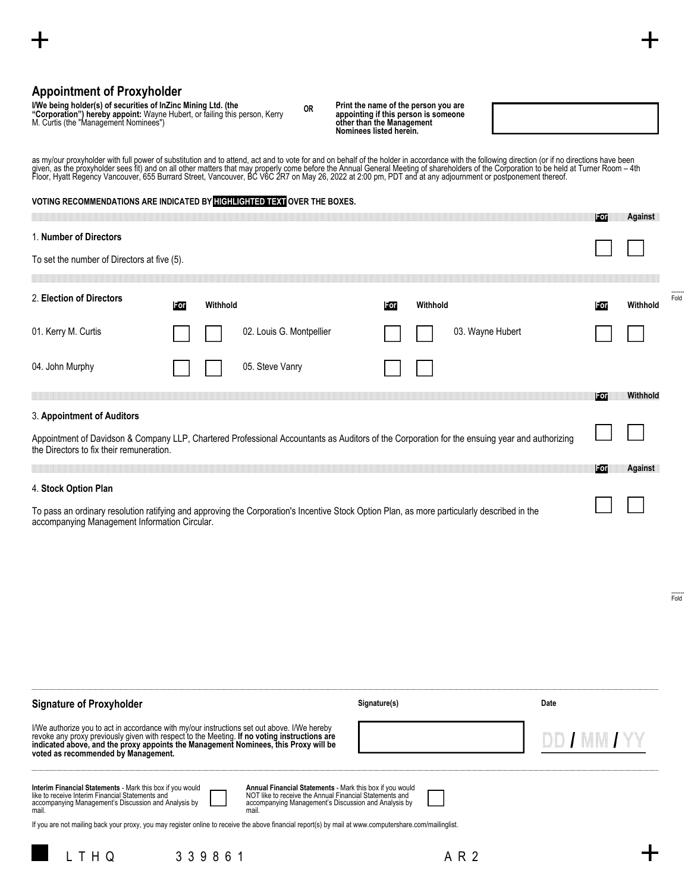## Appointment of Proxyholder

**I/We being holder(s) of securities of InZinc Mining Ltd. (the "Corporation") hereby appoint:** Wayne Hubert, or failing this person, Kerry M. Curtis (the "Management Nominees")

**OR**

**Print the name of the person you are appointing if this person is someone other than the Management Nominees listed herein.**

as my/our proxyholder with full power of substitution and to attend, act and to vote for and on behalf of the holder in accordance with the following direction (or if no directions have been given, as the proxyholder sees fit) and on all other matters that may properly come before the Annual General Meeting of shareholders of the Corporation to be held at Turner Room – 4th Floor, Hyatt Regency Vancouver, 655 Burrard Street, Vancouver, BC V6C 2R7 on May 26, 2022 at 2:00 pm, PDT and at any adjournment or postponement thereof.

**VOTING RECOMMENDATIONS ARE INDICATED BY HIGHLIGHTED TEXT OVER THE BOXES.**

| | For | Against |
|---|---|---|
| 1. **Number of Directors**<br>To set the number of Directors at five (5). | ☐ | ☐ |

2. **Election of Directors**

| | For | Withhold | | For | Withhold | | For | Withhold |
|---|---|---|---|---|---|---|---|---|
| 01. Kerry M. Curtis | ☐ | ☐ | 02. Louis G. Montpellier | ☐ | ☐ | 03. Wayne Hubert | ☐ | ☐ |
| 04. John Murphy | ☐ | ☐ | 05. Steve Vanry | ☐ | ☐ | | | |

| | For | Withhold |
|---|---|---|
| 3. **Appointment of Auditors**<br>Appointment of Davidson & Company LLP, Chartered Professional Accountants as Auditors of the Corporation for the ensuing year and authorizing the Directors to fix their remuneration. | ☐ | ☐ |

| | For | Against |
|---|---|---|
| 4. **Stock Option Plan**<br>To pass an ordinary resolution ratifying and approving the Corporation's Incentive Stock Option Plan, as more particularly described in the accompanying Management Information Circular. | ☐ | ☐ |

## Signature of Proxyholder

I/We authorize you to act in accordance with my/our instructions set out above. I/We hereby revoke any proxy previously given with respect to the Meeting. **If no voting instructions are indicated above, and the proxy appoints the Management Nominees, this Proxy will be voted as recommended by Management.**

**Signature(s)**

**Date**

DD / MM / YY

**Interim Financial Statements** - Mark this box if you would like to receive Interim Financial Statements and accompanying Management's Discussion and Analysis by mail. ☐

**Annual Financial Statements** - Mark this box if you would NOT like to receive the Annual Financial Statements and accompanying Management's Discussion and Analysis by mail. ☐

If you are not mailing back your proxy, you may register online to receive the above financial report(s) by mail at www.computershare.com/mailinglist.

L T H Q 3 3 9 8 6 1 A R 2